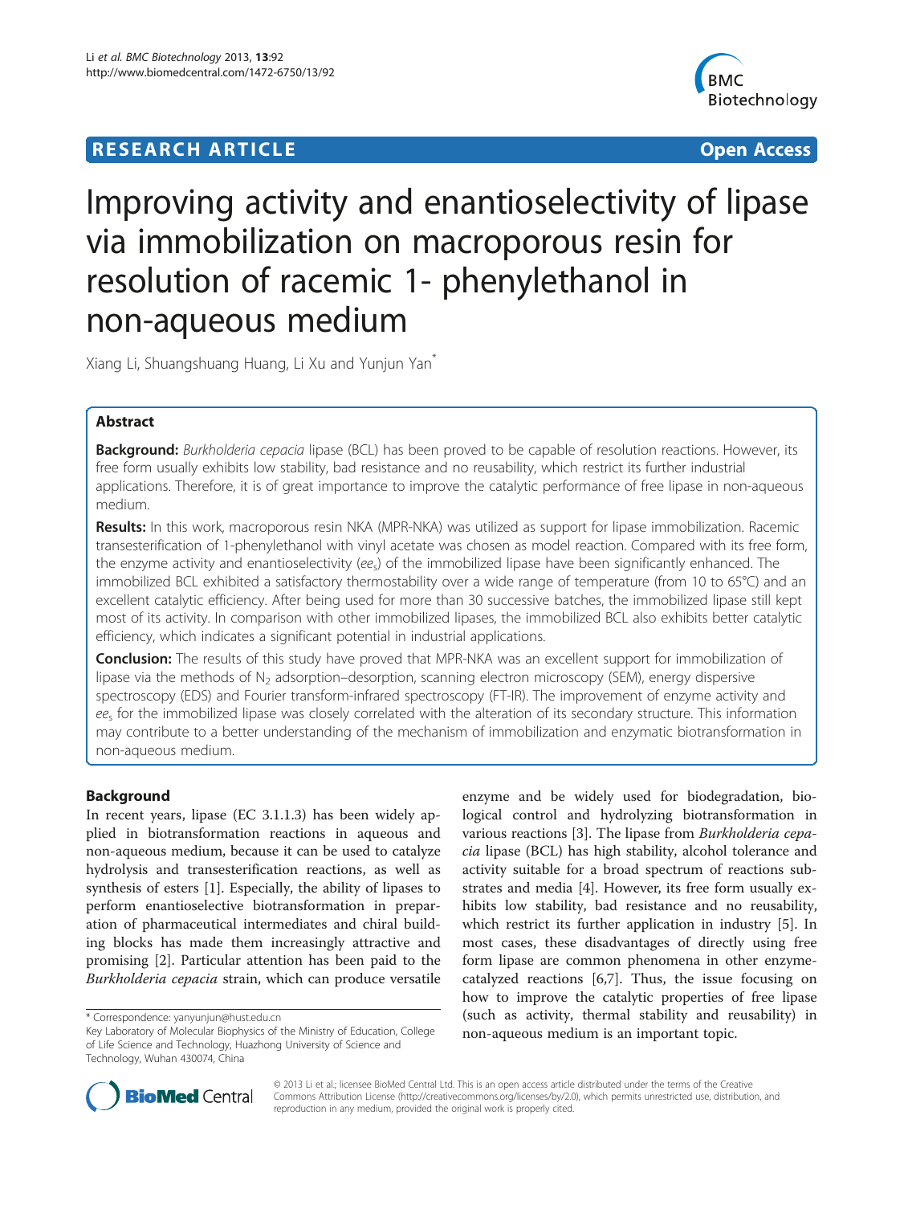**RESEARCH ARTICLE** **Open Access**

# Improving activity and enantioselectivity of lipase via immobilization on macroporous resin for resolution of racemic 1- phenylethanol in non-aqueous medium

Xiang Li, Shuangshuang Huang, Li Xu and Yunjun Yan*

## Abstract

**Background:** *Burkholderia cepacia* lipase (BCL) has been proved to be capable of resolution reactions. However, its free form usually exhibits low stability, bad resistance and no reusability, which restrict its further industrial applications. Therefore, it is of great importance to improve the catalytic performance of free lipase in non-aqueous medium.

**Results:** In this work, macroporous resin NKA (MPR-NKA) was utilized as support for lipase immobilization. Racemic transesterification of 1-phenylethanol with vinyl acetate was chosen as model reaction. Compared with its free form, the enzyme activity and enantioselectivity ($ee_s$) of the immobilized lipase have been significantly enhanced. The immobilized BCL exhibited a satisfactory thermostability over a wide range of temperature (from 10 to 65°C) and an excellent catalytic efficiency. After being used for more than 30 successive batches, the immobilized lipase still kept most of its activity. In comparison with other immobilized lipases, the immobilized BCL also exhibits better catalytic efficiency, which indicates a significant potential in industrial applications.

**Conclusion:** The results of this study have proved that MPR-NKA was an excellent support for immobilization of lipase via the methods of $N_2$ adsorption–desorption, scanning electron microscopy (SEM), energy dispersive spectroscopy (EDS) and Fourier transform-infrared spectroscopy (FT-IR). The improvement of enzyme activity and $ee_s$ for the immobilized lipase was closely correlated with the alteration of its secondary structure. This information may contribute to a better understanding of the mechanism of immobilization and enzymatic biotransformation in non-aqueous medium.

## Background

In recent years, lipase (EC 3.1.1.3) has been widely applied in biotransformation reactions in aqueous and non-aqueous medium, because it can be used to catalyze hydrolysis and transesterification reactions, as well as synthesis of esters [1]. Especially, the ability of lipases to perform enantioselective biotransformation in preparation of pharmaceutical intermediates and chiral building blocks has made them increasingly attractive and promising [2]. Particular attention has been paid to the *Burkholderia cepacia* strain, which can produce versatile enzyme and be widely used for biodegradation, biological control and hydrolyzing biotransformation in various reactions [3]. The lipase from *Burkholderia cepacia* lipase (BCL) has high stability, alcohol tolerance and activity suitable for a broad spectrum of reactions substrates and media [4]. However, its free form usually exhibits low stability, bad resistance and no reusability, which restrict its further application in industry [5]. In most cases, these disadvantages of directly using free form lipase are common phenomena in other enzyme-catalyzed reactions [6,7]. Thus, the issue focusing on how to improve the catalytic properties of free lipase (such as activity, thermal stability and reusability) in non-aqueous medium is an important topic.

* Correspondence: yanyunjun@hust.edu.cn
Key Laboratory of Molecular Biophysics of the Ministry of Education, College of Life Science and Technology, Huazhong University of Science and Technology, Wuhan 430074, China

© 2013 Li et al.; licensee BioMed Central Ltd. This is an open access article distributed under the terms of the Creative Commons Attribution License (http://creativecommons.org/licenses/by/2.0), which permits unrestricted use, distribution, and reproduction in any medium, provided the original work is properly cited.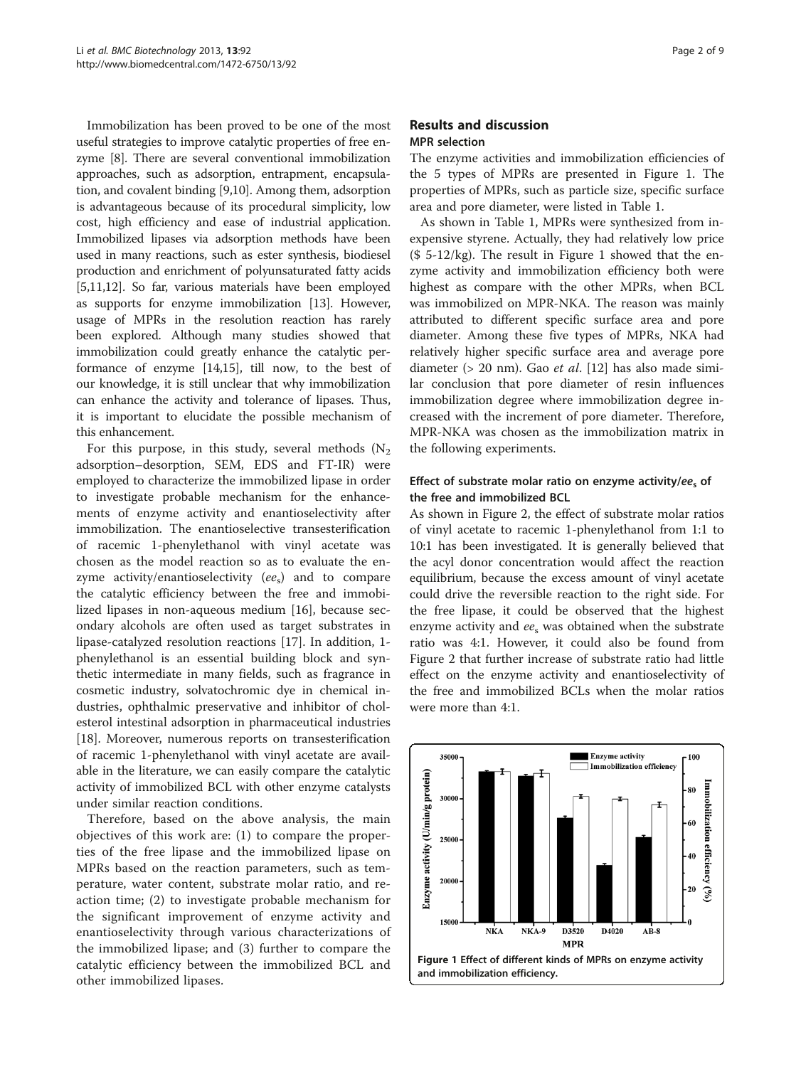Immobilization has been proved to be one of the most useful strategies to improve catalytic properties of free enzyme [8]. There are several conventional immobilization approaches, such as adsorption, entrapment, encapsulation, and covalent binding [9,10]. Among them, adsorption is advantageous because of its procedural simplicity, low cost, high efficiency and ease of industrial application. Immobilized lipases via adsorption methods have been used in many reactions, such as ester synthesis, biodiesel production and enrichment of polyunsaturated fatty acids [5,11,12]. So far, various materials have been employed as supports for enzyme immobilization [13]. However, usage of MPRs in the resolution reaction has rarely been explored. Although many studies showed that immobilization could greatly enhance the catalytic performance of enzyme [14,15], till now, to the best of our knowledge, it is still unclear that why immobilization can enhance the activity and tolerance of lipases. Thus, it is important to elucidate the possible mechanism of this enhancement.

For this purpose, in this study, several methods ($N_2$ adsorption–desorption, SEM, EDS and FT-IR) were employed to characterize the immobilized lipase in order to investigate probable mechanism for the enhancements of enzyme activity and enantioselectivity after immobilization. The enantioselective transesterification of racemic 1-phenylethanol with vinyl acetate was chosen as the model reaction so as to evaluate the enzyme activity/enantioselectivity ($ee_s$) and to compare the catalytic efficiency between the free and immobilized lipases in non-aqueous medium [16], because secondary alcohols are often used as target substrates in lipase-catalyzed resolution reactions [17]. In addition, 1-phenylethanol is an essential building block and synthetic intermediate in many fields, such as fragrance in cosmetic industry, solvatochromic dye in chemical industries, ophthalmic preservative and inhibitor of cholesterol intestinal adsorption in pharmaceutical industries [18]. Moreover, numerous reports on transesterification of racemic 1-phenylethanol with vinyl acetate are available in the literature, we can easily compare the catalytic activity of immobilized BCL with other enzyme catalysts under similar reaction conditions.

Therefore, based on the above analysis, the main objectives of this work are: (1) to compare the properties of the free lipase and the immobilized lipase on MPRs based on the reaction parameters, such as temperature, water content, substrate molar ratio, and reaction time; (2) to investigate probable mechanism for the significant improvement of enzyme activity and enantioselectivity through various characterizations of the immobilized lipase; and (3) further to compare the catalytic efficiency between the immobilized BCL and other immobilized lipases.

## Results and discussion

### MPR selection

The enzyme activities and immobilization efficiencies of the 5 types of MPRs are presented in Figure 1. The properties of MPRs, such as particle size, specific surface area and pore diameter, were listed in Table 1.

As shown in Table 1, MPRs were synthesized from inexpensive styrene. Actually, they had relatively low price ($ 5-12/kg). The result in Figure 1 showed that the enzyme activity and immobilization efficiency both were highest as compare with the other MPRs, when BCL was immobilized on MPR-NKA. The reason was mainly attributed to different specific surface area and pore diameter. Among these five types of MPRs, NKA had relatively higher specific surface area and average pore diameter (> 20 nm). Gao *et al*. [12] has also made similar conclusion that pore diameter of resin influences immobilization degree where immobilization degree increased with the increment of pore diameter. Therefore, MPR-NKA was chosen as the immobilization matrix in the following experiments.

### Effect of substrate molar ratio on enzyme activity/$ee_s$ of the free and immobilized BCL

As shown in Figure 2, the effect of substrate molar ratios of vinyl acetate to racemic 1-phenylethanol from 1:1 to 10:1 has been investigated. It is generally believed that the acyl donor concentration would affect the reaction equilibrium, because the excess amount of vinyl acetate could drive the reversible reaction to the right side. For the free lipase, it could be observed that the highest enzyme activity and $ee_s$ was obtained when the substrate ratio was 4:1. However, it could also be found from Figure 2 that further increase of substrate ratio had little effect on the enzyme activity and enantioselectivity of the free and immobilized BCLs when the molar ratios were more than 4:1.

**Figure 1 Effect of different kinds of MPRs on enzyme activity and immobilization efficiency.**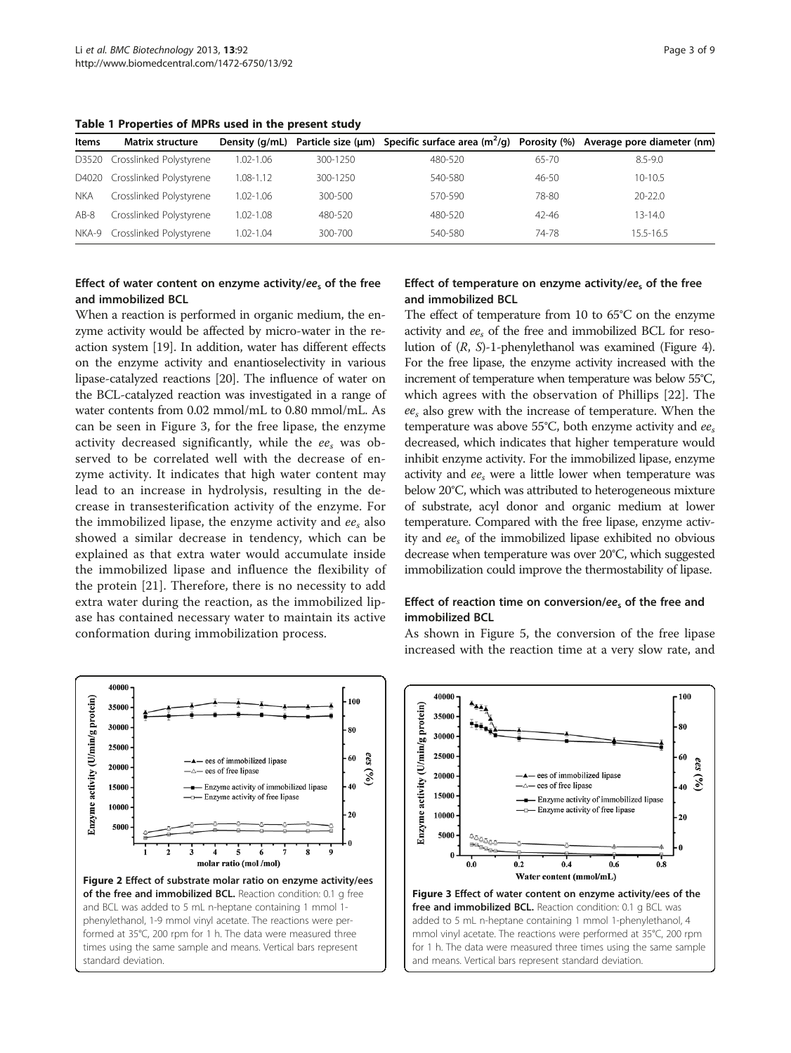**Table 1 Properties of MPRs used in the present study**

| Items | Matrix structure | Density (g/mL) | Particle size (μm) | Specific surface area ($m^2$/g) | Porosity (%) | Average pore diameter (nm) |
|---|---|---|---|---|---|---|
| D3520 | Crosslinked Polystyrene | 1.02-1.06 | 300-1250 | 480-520 | 65-70 | 8.5-9.0 |
| D4020 | Crosslinked Polystyrene | 1.08-1.12 | 300-1250 | 540-580 | 46-50 | 10-10.5 |
| NKA | Crosslinked Polystyrene | 1.02-1.06 | 300-500 | 570-590 | 78-80 | 20-22.0 |
| AB-8 | Crosslinked Polystyrene | 1.02-1.08 | 480-520 | 480-520 | 42-46 | 13-14.0 |
| NKA-9 | Crosslinked Polystyrene | 1.02-1.04 | 300-700 | 540-580 | 74-78 | 15.5-16.5 |

### Effect of water content on enzyme activity/$ee_s$ of the free and immobilized BCL

When a reaction is performed in organic medium, the enzyme activity would be affected by micro-water in the reaction system [19]. In addition, water has different effects on the enzyme activity and enantioselectivity in various lipase-catalyzed reactions [20]. The influence of water on the BCL-catalyzed reaction was investigated in a range of water contents from 0.02 mmol/mL to 0.80 mmol/mL. As can be seen in Figure 3, for the free lipase, the enzyme activity decreased significantly, while the $ee_s$ was observed to be correlated well with the decrease of enzyme activity. It indicates that high water content may lead to an increase in hydrolysis, resulting in the decrease in transesterification activity of the enzyme. For the immobilized lipase, the enzyme activity and $ee_s$ also showed a similar decrease in tendency, which can be explained as that extra water would accumulate inside the immobilized lipase and influence the flexibility of the protein [21]. Therefore, there is no necessity to add extra water during the reaction, as the immobilized lipase has contained necessary water to maintain its active conformation during immobilization process.

### Effect of temperature on enzyme activity/$ee_s$ of the free and immobilized BCL

The effect of temperature from 10 to 65°C on the enzyme activity and $ee_s$ of the free and immobilized BCL for resolution of (*R*, *S*)-1-phenylethanol was examined (Figure 4). For the free lipase, the enzyme activity increased with the increment of temperature when temperature was below 55°C, which agrees with the observation of Phillips [22]. The $ee_s$ also grew with the increase of temperature. When the temperature was above 55°C, both enzyme activity and $ee_s$ decreased, which indicates that higher temperature would inhibit enzyme activity. For the immobilized lipase, enzyme activity and $ee_s$ were a little lower when temperature was below 20°C, which was attributed to heterogeneous mixture of substrate, acyl donor and organic medium at lower temperature. Compared with the free lipase, enzyme activity and $ee_s$ of the immobilized lipase exhibited no obvious decrease when temperature was over 20°C, which suggested immobilization could improve the thermostability of lipase.

### Effect of reaction time on conversion/$ee_s$ of the free and immobilized BCL

As shown in Figure 5, the conversion of the free lipase increased with the reaction time at a very slow rate, and

**Figure 2 Effect of substrate molar ratio on enzyme activity/ees of the free and immobilized BCL.** Reaction condition: 0.1 g free and BCL was added to 5 mL n-heptane containing 1 mmol 1-phenylethanol, 1-9 mmol vinyl acetate. The reactions were performed at 35°C, 200 rpm for 1 h. The data were measured three times using the same sample and means. Vertical bars represent standard deviation.

**Figure 3 Effect of water content on enzyme activity/ees of the free and immobilized BCL.** Reaction condition: 0.1 g BCL was added to 5 mL n-heptane containing 1 mmol 1-phenylethanol, 4 mmol vinyl acetate. The reactions were performed at 35°C, 200 rpm for 1 h. The data were measured three times using the same sample and means. Vertical bars represent standard deviation.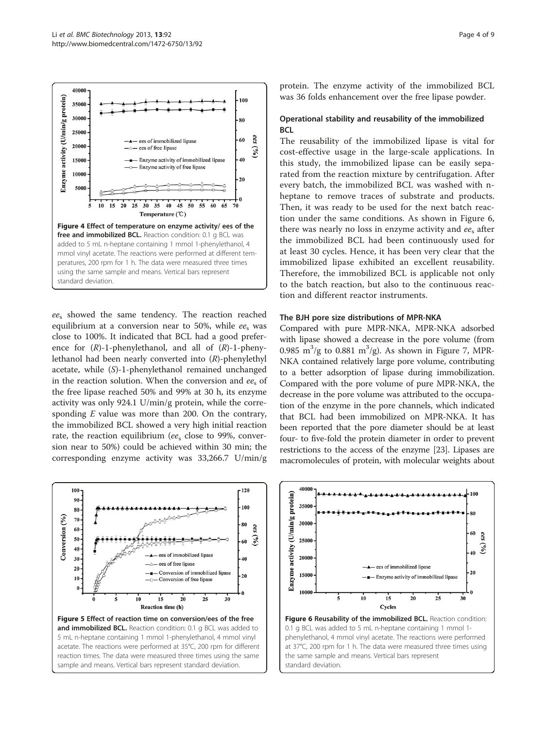Figure 4 Effect of temperature on enzyme activity/ ees of the free and immobilized BCL. Reaction condition: 0.1 g BCL was added to 5 mL n-heptane containing 1 mmol 1-phenylethanol, 4 mmol vinyl acetate. The reactions were performed at different temperatures, 200 rpm for 1 h. The data were measured three times using the same sample and means. Vertical bars represent standard deviation.

$ee_s$ showed the same tendency. The reaction reached equilibrium at a conversion near to 50%, while $ee_s$ was close to 100%. It indicated that BCL had a good preference for (*R*)-1-phenylethanol, and all of (*R*)-1-phenylethanol had been nearly converted into (*R*)-phenylethyl acetate, while (*S*)-1-phenylethanol remained unchanged in the reaction solution. When the conversion and $ee_s$ of the free lipase reached 50% and 99% at 30 h, its enzyme activity was only 924.1 U/min/g protein, while the corresponding *E* value was more than 200. On the contrary, the immobilized BCL showed a very high initial reaction rate, the reaction equilibrium ($ee_s$ close to 99%, conversion near to 50%) could be achieved within 30 min; the corresponding enzyme activity was 33,266.7 U/min/g protein. The enzyme activity of the immobilized BCL was 36 folds enhancement over the free lipase powder.

### Operational stability and reusability of the immobilized BCL

The reusability of the immobilized lipase is vital for cost-effective usage in the large-scale applications. In this study, the immobilized lipase can be easily separated from the reaction mixture by centrifugation. After every batch, the immobilized BCL was washed with n-heptane to remove traces of substrate and products. Then, it was ready to be used for the next batch reaction under the same conditions. As shown in Figure 6, there was nearly no loss in enzyme activity and $ee_s$ after the immobilized BCL had been continuously used for at least 30 cycles. Hence, it has been very clear that the immobilized lipase exhibited an excellent reusability. Therefore, the immobilized BCL is applicable not only to the batch reaction, but also to the continuous reaction and different reactor instruments.

### The BJH pore size distributions of MPR-NKA

Compared with pure MPR-NKA, MPR-NKA adsorbed with lipase showed a decrease in the pore volume (from 0.985 $m^3$/g to 0.881 $m^3$/g). As shown in Figure 7, MPR-NKA contained relatively large pore volume, contributing to a better adsorption of lipase during immobilization. Compared with the pore volume of pure MPR-NKA, the decrease in the pore volume was attributed to the occupation of the enzyme in the pore channels, which indicated that BCL had been immobilized on MPR-NKA. It has been reported that the pore diameter should be at least four- to five-fold the protein diameter in order to prevent restrictions to the access of the enzyme [23]. Lipases are macromolecules of protein, with molecular weights about

Figure 5 Effect of reaction time on conversion/ees of the free and immobilized BCL. Reaction condition: 0.1 g BCL was added to 5 mL n-heptane containing 1 mmol 1-phenylethanol, 4 mmol vinyl acetate. The reactions were performed at 35°C, 200 rpm for different reaction times. The data were measured three times using the same sample and means. Vertical bars represent standard deviation.

Figure 6 Reusability of the immobilized BCL. Reaction condition: 0.1 g BCL was added to 5 mL n-heptane containing 1 mmol 1-phenylethanol, 4 mmol vinyl acetate. The reactions were performed at 37°C, 200 rpm for 1 h. The data were measured three times using the same sample and means. Vertical bars represent standard deviation.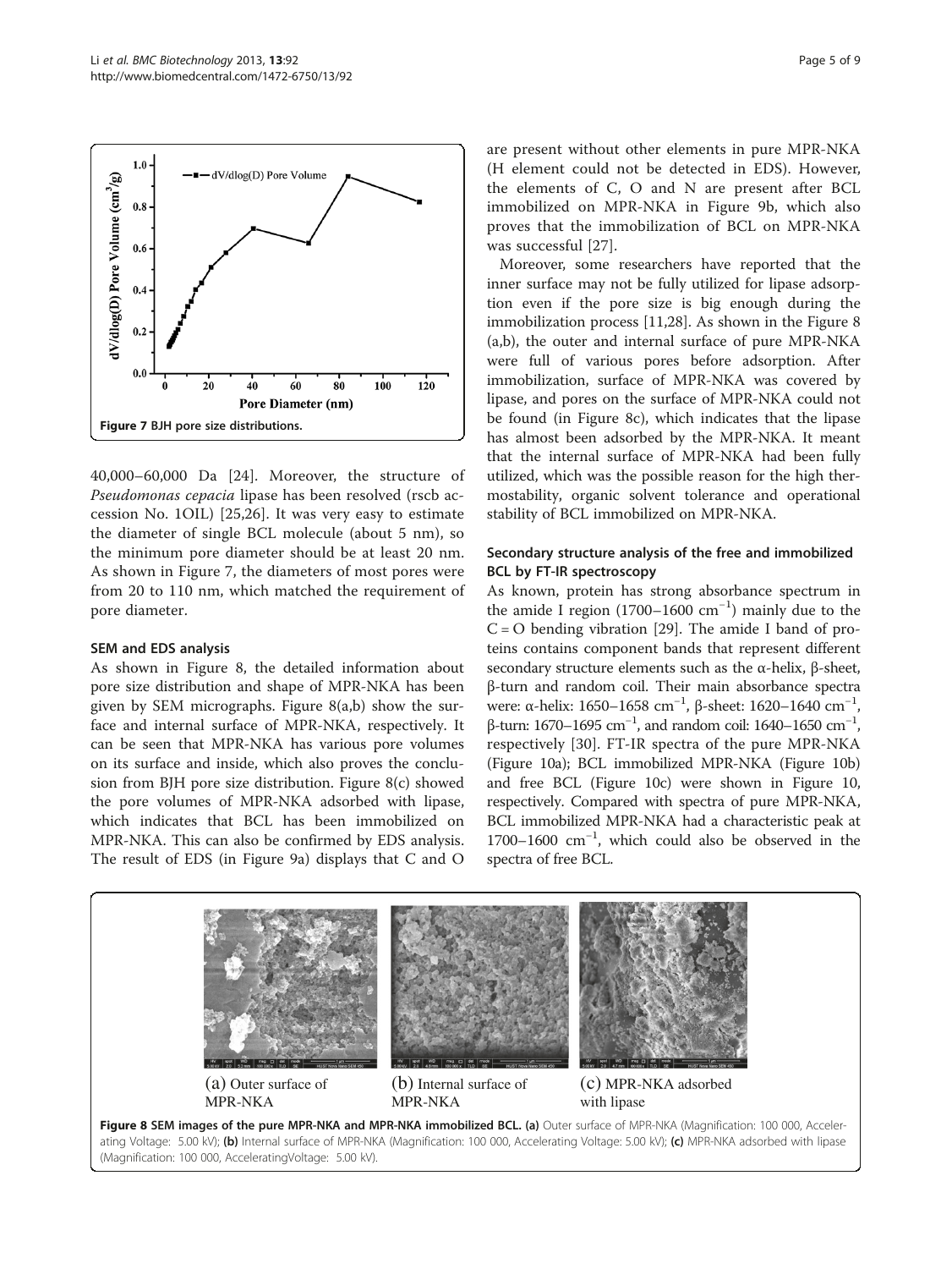Figure 7 BJH pore size distributions.

40,000–60,000 Da [24]. Moreover, the structure of *Pseudomonas cepacia* lipase has been resolved (rscb accession No. 1OIL) [25,26]. It was very easy to estimate the diameter of single BCL molecule (about 5 nm), so the minimum pore diameter should be at least 20 nm. As shown in Figure 7, the diameters of most pores were from 20 to 110 nm, which matched the requirement of pore diameter.

### SEM and EDS analysis

As shown in Figure 8, the detailed information about pore size distribution and shape of MPR-NKA has been given by SEM micrographs. Figure 8(a,b) show the surface and internal surface of MPR-NKA, respectively. It can be seen that MPR-NKA has various pore volumes on its surface and inside, which also proves the conclusion from BJH pore size distribution. Figure 8(c) showed the pore volumes of MPR-NKA adsorbed with lipase, which indicates that BCL has been immobilized on MPR-NKA. This can also be confirmed by EDS analysis. The result of EDS (in Figure 9a) displays that C and O are present without other elements in pure MPR-NKA (H element could not be detected in EDS). However, the elements of C, O and N are present after BCL immobilized on MPR-NKA in Figure 9b, which also proves that the immobilization of BCL on MPR-NKA was successful [27].

Moreover, some researchers have reported that the inner surface may not be fully utilized for lipase adsorption even if the pore size is big enough during the immobilization process [11,28]. As shown in the Figure 8 (a,b), the outer and internal surface of pure MPR-NKA were full of various pores before adsorption. After immobilization, surface of MPR-NKA was covered by lipase, and pores on the surface of MPR-NKA could not be found (in Figure 8c), which indicates that the lipase has almost been adsorbed by the MPR-NKA. It meant that the internal surface of MPR-NKA had been fully utilized, which was the possible reason for the high thermostability, organic solvent tolerance and operational stability of BCL immobilized on MPR-NKA.

### Secondary structure analysis of the free and immobilized BCL by FT-IR spectroscopy

As known, protein has strong absorbance spectrum in the amide I region (1700–1600 $cm^{-1}$) mainly due to the C = O bending vibration [29]. The amide I band of proteins contains component bands that represent different secondary structure elements such as the α-helix, β-sheet, β-turn and random coil. Their main absorbance spectra were: α-helix: 1650–1658 $cm^{-1}$, β-sheet: 1620–1640 $cm^{-1}$, β-turn: 1670–1695 $cm^{-1}$, and random coil: 1640–1650 $cm^{-1}$, respectively [30]. FT-IR spectra of the pure MPR-NKA (Figure 10a); BCL immobilized MPR-NKA (Figure 10b) and free BCL (Figure 10c) were shown in Figure 10, respectively. Compared with spectra of pure MPR-NKA, BCL immobilized MPR-NKA had a characteristic peak at 1700–1600 $cm^{-1}$, which could also be observed in the spectra of free BCL.

(a) Outer surface of MPR-NKA (b) Internal surface of MPR-NKA (c) MPR-NKA adsorbed with lipase

**Figure 8 SEM images of the pure MPR-NKA and MPR-NKA immobilized BCL.** **(a)** Outer surface of MPR-NKA (Magnification: 100 000, Accelerating Voltage: 5.00 kV); **(b)** Internal surface of MPR-NKA (Magnification: 100 000, Accelerating Voltage: 5.00 kV); **(c)** MPR-NKA adsorbed with lipase (Magnification: 100 000, AcceleratingVoltage: 5.00 kV).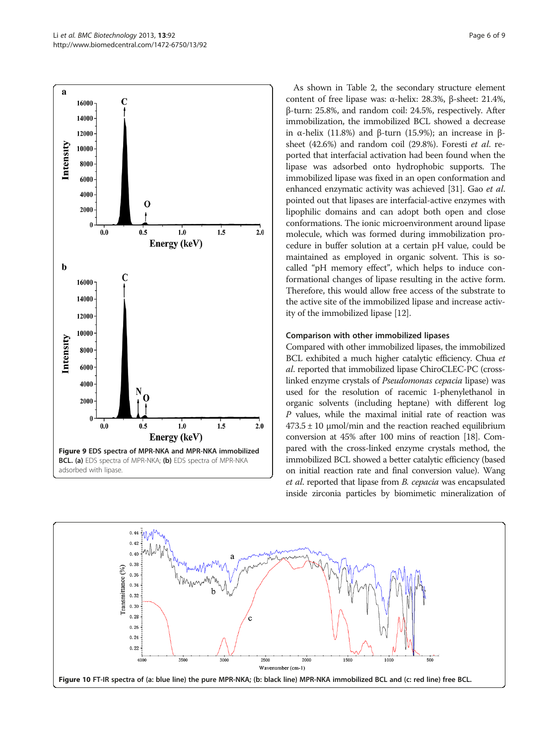Figure 9 EDS spectra of MPR-NKA and MPR-NKA immobilized BCL. (a) EDS spectra of MPR-NKA; (b) EDS spectra of MPR-NKA adsorbed with lipase.

As shown in Table 2, the secondary structure element content of free lipase was: α-helix: 28.3%, β-sheet: 21.4%, β-turn: 25.8%, and random coil: 24.5%, respectively. After immobilization, the immobilized BCL showed a decrease in α-helix (11.8%) and β-turn (15.9%); an increase in β-sheet (42.6%) and random coil (29.8%). Foresti *et al*. reported that interfacial activation had been found when the lipase was adsorbed onto hydrophobic supports. The immobilized lipase was fixed in an open conformation and enhanced enzymatic activity was achieved [31]. Gao *et al*. pointed out that lipases are interfacial-active enzymes with lipophilic domains and can adopt both open and close conformations. The ionic microenvironment around lipase molecule, which was formed during immobilization procedure in buffer solution at a certain pH value, could be maintained as employed in organic solvent. This is so-called "pH memory effect", which helps to induce conformational changes of lipase resulting in the active form. Therefore, this would allow free access of the substrate to the active site of the immobilized lipase and increase activity of the immobilized lipase [12].

### Comparison with other immobilized lipases

Compared with other immobilized lipases, the immobilized BCL exhibited a much higher catalytic efficiency. Chua *et al*. reported that immobilized lipase ChiroCLEC-PC (cross-linked enzyme crystals of *Pseudomonas cepacia* lipase) was used for the resolution of racemic 1-phenylethanol in organic solvents (including heptane) with different log *P* values, while the maximal initial rate of reaction was $473.5 \pm 10$ μmol/min and the reaction reached equilibrium conversion at 45% after 100 mins of reaction [18]. Compared with the cross-linked enzyme crystals method, the immobilized BCL showed a better catalytic efficiency (based on initial reaction rate and final conversion value). Wang *et al*. reported that lipase from *B. cepacia* was encapsulated inside zirconia particles by biomimetic mineralization of

Figure 10 FT-IR spectra of (a: blue line) the pure MPR-NKA; (b: black line) MPR-NKA immobilized BCL and (c: red line) free BCL.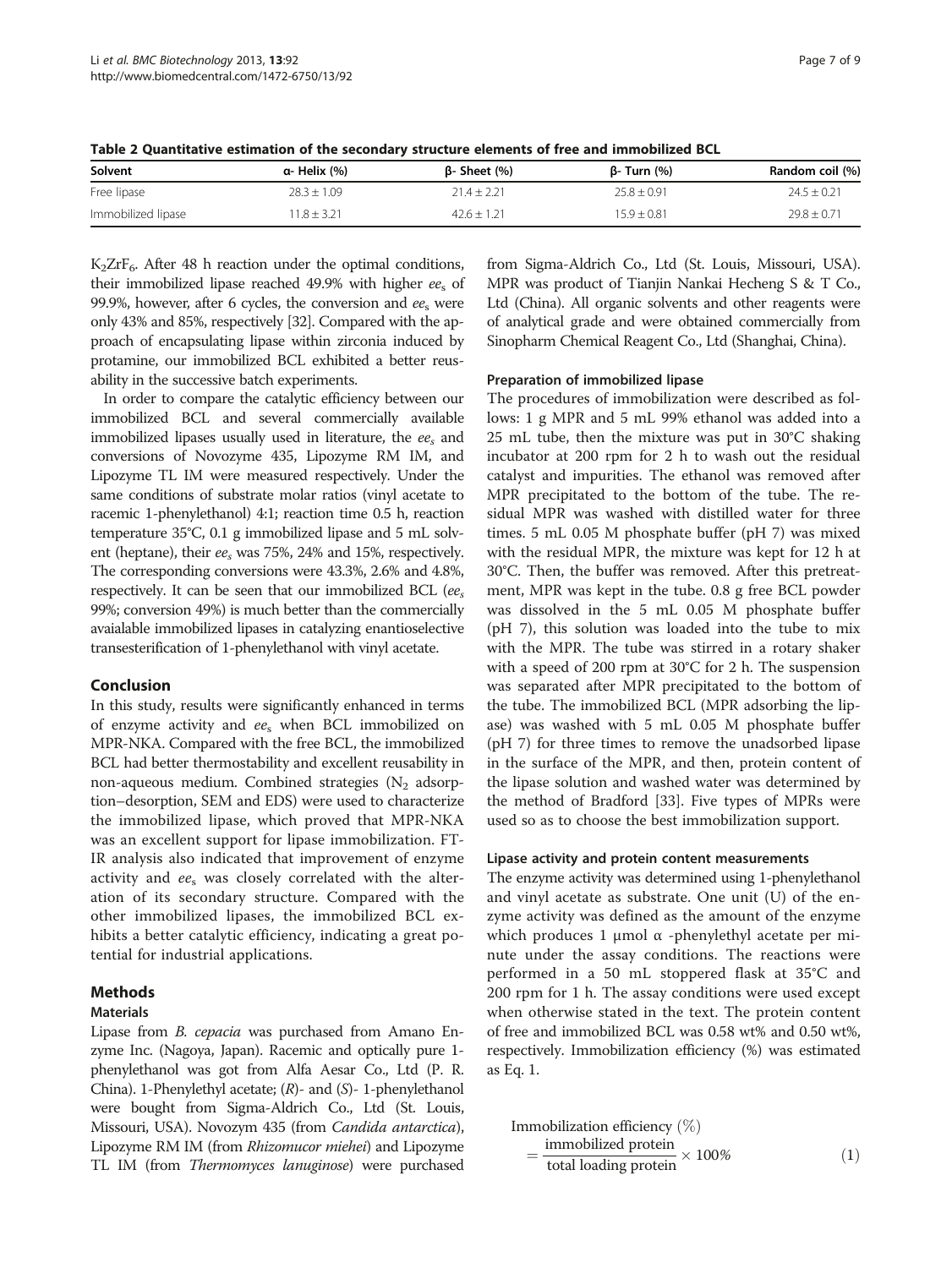**Table 2 Quantitative estimation of the secondary structure elements of free and immobilized BCL**

| Solvent | α- Helix (%) | β- Sheet (%) | β- Turn (%) | Random coil (%) |
|---|---|---|---|---|
| Free lipase | 28.3 ± 1.09 | 21.4 ± 2.21 | 25.8 ± 0.91 | 24.5 ± 0.21 |
| Immobilized lipase | 11.8 ± 3.21 | 42.6 ± 1.21 | 15.9 ± 0.81 | 29.8 ± 0.71 |

$K_2ZrF_6$. After 48 h reaction under the optimal conditions, their immobilized lipase reached 49.9% with higher $ee_s$ of 99.9%, however, after 6 cycles, the conversion and $ee_s$ were only 43% and 85%, respectively [32]. Compared with the approach of encapsulating lipase within zirconia induced by protamine, our immobilized BCL exhibited a better reusability in the successive batch experiments.

In order to compare the catalytic efficiency between our immobilized BCL and several commercially available immobilized lipases usually used in literature, the $ee_s$ and conversions of Novozyme 435, Lipozyme RM IM, and Lipozyme TL IM were measured respectively. Under the same conditions of substrate molar ratios (vinyl acetate to racemic 1-phenylethanol) 4:1; reaction time 0.5 h, reaction temperature 35°C, 0.1 g immobilized lipase and 5 mL solvent (heptane), their $ee_s$ was 75%, 24% and 15%, respectively. The corresponding conversions were 43.3%, 2.6% and 4.8%, respectively. It can be seen that our immobilized BCL ($ee_s$ 99%; conversion 49%) is much better than the commercially avaialable immobilized lipases in catalyzing enantioselective transesterification of 1-phenylethanol with vinyl acetate.

## Conclusion

In this study, results were significantly enhanced in terms of enzyme activity and $ee_s$ when BCL immobilized on MPR-NKA. Compared with the free BCL, the immobilized BCL had better thermostability and excellent reusability in non-aqueous medium. Combined strategies ($N_2$ adsorption–desorption, SEM and EDS) were used to characterize the immobilized lipase, which proved that MPR-NKA was an excellent support for lipase immobilization. FT-IR analysis also indicated that improvement of enzyme activity and $ee_s$ was closely correlated with the alteration of its secondary structure. Compared with the other immobilized lipases, the immobilized BCL exhibits a better catalytic efficiency, indicating a great potential for industrial applications.

## Methods

### Materials

Lipase from *B. cepacia* was purchased from Amano Enzyme Inc. (Nagoya, Japan). Racemic and optically pure 1-phenylethanol was got from Alfa Aesar Co., Ltd (P. R. China). 1-Phenylethyl acetate; (*R*)- and (*S*)- 1-phenylethanol were bought from Sigma-Aldrich Co., Ltd (St. Louis, Missouri, USA). Novozym 435 (from *Candida antarctica*), Lipozyme RM IM (from *Rhizomucor miehei*) and Lipozyme TL IM (from *Thermomyces lanuginose*) were purchased from Sigma-Aldrich Co., Ltd (St. Louis, Missouri, USA). MPR was product of Tianjin Nankai Hecheng S & T Co., Ltd (China). All organic solvents and other reagents were of analytical grade and were obtained commercially from Sinopharm Chemical Reagent Co., Ltd (Shanghai, China).

### Preparation of immobilized lipase

The procedures of immobilization were described as follows: 1 g MPR and 5 mL 99% ethanol was added into a 25 mL tube, then the mixture was put in 30°C shaking incubator at 200 rpm for 2 h to wash out the residual catalyst and impurities. The ethanol was removed after MPR precipitated to the bottom of the tube. The residual MPR was washed with distilled water for three times. 5 mL 0.05 M phosphate buffer (pH 7) was mixed with the residual MPR, the mixture was kept for 12 h at 30°C. Then, the buffer was removed. After this pretreatment, MPR was kept in the tube. 0.8 g free BCL powder was dissolved in the 5 mL 0.05 M phosphate buffer (pH 7), this solution was loaded into the tube to mix with the MPR. The tube was stirred in a rotary shaker with a speed of 200 rpm at 30°C for 2 h. The suspension was separated after MPR precipitated to the bottom of the tube. The immobilized BCL (MPR adsorbing the lipase) was washed with 5 mL 0.05 M phosphate buffer (pH 7) for three times to remove the unadsorbed lipase in the surface of the MPR, and then, protein content of the lipase solution and washed water was determined by the method of Bradford [33]. Five types of MPRs were used so as to choose the best immobilization support.

### Lipase activity and protein content measurements

The enzyme activity was determined using 1-phenylethanol and vinyl acetate as substrate. One unit (U) of the enzyme activity was defined as the amount of the enzyme which produces 1 μmol α -phenylethyl acetate per minute under the assay conditions. The reactions were performed in a 50 mL stoppered flask at 35°C and 200 rpm for 1 h. The assay conditions were used except when otherwise stated in the text. The protein content of free and immobilized BCL was 0.58 wt% and 0.50 wt%, respectively. Immobilization efficiency (%) was estimated as Eq. 1.

$$\text{Immobilization efficiency } (\%) = \frac{\text{immobilized protein}}{\text{total loading protein}} \times 100\% \quad (1)$$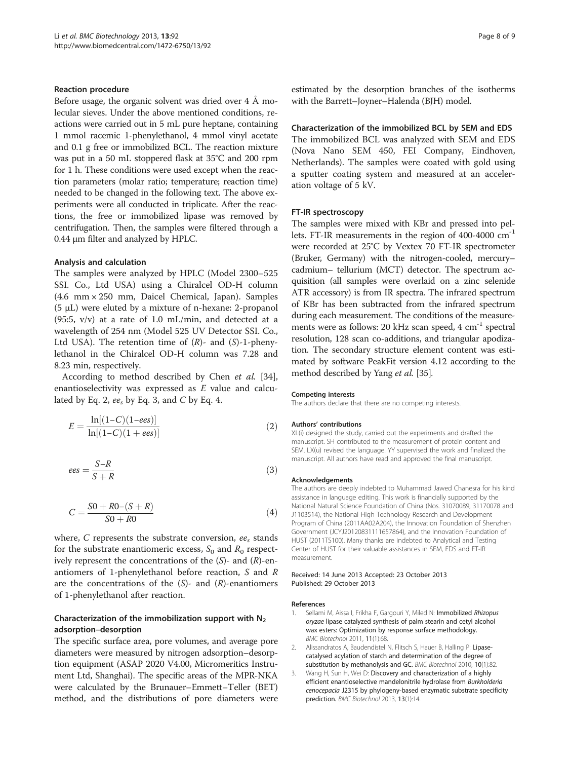### Reaction procedure

Before usage, the organic solvent was dried over 4 Å molecular sieves. Under the above mentioned conditions, reactions were carried out in 5 mL pure heptane, containing 1 mmol racemic 1-phenylethanol, 4 mmol vinyl acetate and 0.1 g free or immobilized BCL. The reaction mixture was put in a 50 mL stoppered flask at 35°C and 200 rpm for 1 h. These conditions were used except when the reaction parameters (molar ratio; temperature; reaction time) needed to be changed in the following text. The above experiments were all conducted in triplicate. After the reactions, the free or immobilized lipase was removed by centrifugation. Then, the samples were filtered through a 0.44 μm filter and analyzed by HPLC.

### Analysis and calculation

The samples were analyzed by HPLC (Model 2300–525 SSI. Co., Ltd USA) using a Chiralcel OD-H column (4.6 mm × 250 mm, Daicel Chemical, Japan). Samples (5 μL) were eluted by a mixture of n-hexane: 2-propanol (95:5, v/v) at a rate of 1.0 mL/min, and detected at a wavelength of 254 nm (Model 525 UV Detector SSI. Co., Ltd USA). The retention time of (*R*)- and (*S*)-1-phenylethanol in the Chiralcel OD-H column was 7.28 and 8.23 min, respectively.

According to method described by Chen *et al.* [34], enantioselectivity was expressed as *E* value and calculated by Eq. 2, $ee_s$ by Eq. 3, and *C* by Eq. 4.

$$E = \frac{\ln[(1-C)(1-ees)]}{\ln[(1-C)(1+ees)]} \tag{2}$$

$$ees = \frac{S-R}{S+R} \tag{3}$$

$$C = \frac{S0 + R0-(S+R)}{S0 + R0} \tag{4}$$

where, *C* represents the substrate conversion, $ee_s$ stands for the substrate enantiomeric excess, $S_0$ and $R_0$ respectively represent the concentrations of the (*S*)- and (*R*)-enantiomers of 1-phenylethanol before reaction, *S* and *R* are the concentrations of the (*S*)- and (*R*)-enantiomers of 1-phenylethanol after reaction.

### Characterization of the immobilization support with $N_2$ adsorption–desorption

The specific surface area, pore volumes, and average pore diameters were measured by nitrogen adsorption–desorption equipment (ASAP 2020 V4.00, Micromeritics Instrument Ltd, Shanghai). The specific areas of the MPR-NKA were calculated by the Brunauer–Emmett–Teller (BET) method, and the distributions of pore diameters were estimated by the desorption branches of the isotherms with the Barrett–Joyner–Halenda (BJH) model.

### Characterization of the immobilized BCL by SEM and EDS

The immobilized BCL was analyzed with SEM and EDS (Nova Nano SEM 450, FEI Company, Eindhoven, Netherlands). The samples were coated with gold using a sputter coating system and measured at an acceleration voltage of 5 kV.

### FT-IR spectroscopy

The samples were mixed with KBr and pressed into pellets. FT-IR measurements in the region of 400-4000 $cm^{-1}$ were recorded at 25°C by Vextex 70 FT-IR spectrometer (Bruker, Germany) with the nitrogen-cooled, mercury–cadmium– tellurium (MCT) detector. The spectrum acquisition (all samples were overlaid on a zinc selenide ATR accessory) is from IR spectra. The infrared spectrum of KBr has been subtracted from the infrared spectrum during each measurement. The conditions of the measurements were as follows: 20 kHz scan speed, 4 $cm^{-1}$ spectral resolution, 128 scan co-additions, and triangular apodization. The secondary structure element content was estimated by software PeakFit version 4.12 according to the method described by Yang *et al.* [35].

#### Competing interests

The authors declare that there are no competing interests.

#### Authors' contributions

XL(i) designed the study, carried out the experiments and drafted the manuscript. SH contributed to the measurement of protein content and SEM. LX(u) revised the language. YY supervised the work and finalized the manuscript. All authors have read and approved the final manuscript.

#### Acknowledgements

The authors are deeply indebted to Muhammad Jawed Chanesra for his kind assistance in language editing. This work is financially supported by the National Natural Science Foundation of China (Nos. 31070089, 31170078 and J1103514), the National High Technology Research and Development Program of China (2011AA02A204), the Innovation Foundation of Shenzhen Government (JCYJ20120831111657864), and the Innovation Foundation of HUST (2011TS100). Many thanks are indebted to Analytical and Testing Center of HUST for their valuable assistances in SEM, EDS and FT-IR measurement.

Received: 14 June 2013 Accepted: 23 October 2013
Published: 29 October 2013

#### References

1. Sellami M, Aissa I, Frikha F, Gargouri Y, Miled N: **Immobilized *Rhizopus oryzae* lipase catalyzed synthesis of palm stearin and cetyl alcohol wax esters: Optimization by response surface methodology.** *BMC Biotechnol* 2011, **11**(1):68.
2. Alissandratos A, Baudendistel N, Flitsch S, Hauer B, Halling P: **Lipase-catalysed acylation of starch and determination of the degree of substitution by methanolysis and GC.** *BMC Biotechnol* 2010, **10**(1):82.
3. Wang H, Sun H, Wei D: **Discovery and characterization of a highly efficient enantioselective mandelonitrile hydrolase from *Burkholderia cenocepacia* J2315 by phylogeny-based enzymatic substrate specificity prediction.** *BMC Biotechnol* 2013, **13**(1):14.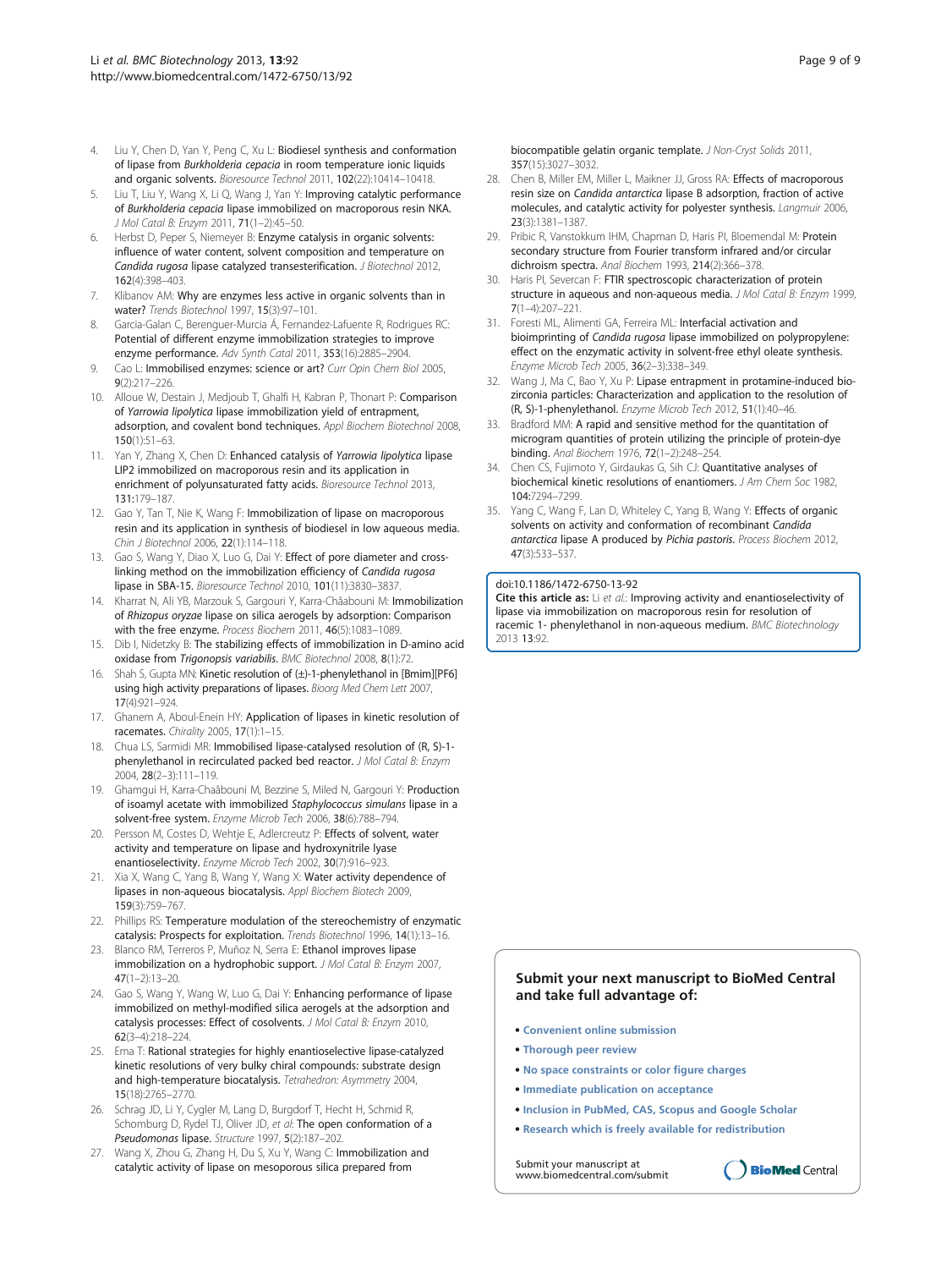4. Liu Y, Chen D, Yan Y, Peng C, Xu L: **Biodiesel synthesis and conformation of lipase from *Burkholderia cepacia* in room temperature ionic liquids and organic solvents.** *Bioresource Technol* 2011, **102**(22):10414–10418.
5. Liu T, Liu Y, Wang X, Li Q, Wang J, Yan Y: **Improving catalytic performance of *Burkholderia cepacia* lipase immobilized on macroporous resin NKA.** *J Mol Catal B: Enzym* 2011, **71**(1–2):45–50.
6. Herbst D, Peper S, Niemeyer B: **Enzyme catalysis in organic solvents: influence of water content, solvent composition and temperature on *Candida rugosa* lipase catalyzed transesterification.** *J Biotechnol* 2012, **162**(4):398–403.
7. Klibanov AM: **Why are enzymes less active in organic solvents than in water?** *Trends Biotechnol* 1997, **15**(3):97–101.
8. Garcia-Galan C, Berenguer-Murcia Á, Fernandez-Lafuente R, Rodrigues RC: **Potential of different enzyme immobilization strategies to improve enzyme performance.** *Adv Synth Catal* 2011, **353**(16):2885–2904.
9. Cao L: **Immobilised enzymes: science or art?** *Curr Opin Chem Biol* 2005, **9**(2):217–226.
10. Alloue W, Destain J, Medjoub T, Ghalfi H, Kabran P, Thonart P: **Comparison of *Yarrowia lipolytica* lipase immobilization yield of entrapment, adsorption, and covalent bond techniques.** *Appl Biochem Biotechnol* 2008, **150**(1):51–63.
11. Yan Y, Zhang X, Chen D: **Enhanced catalysis of *Yarrowia lipolytica* lipase LIP2 immobilized on macroporous resin and its application in enrichment of polyunsaturated fatty acids.** *Bioresource Technol* 2013, **131**:179–187.
12. Gao Y, Tan T, Nie K, Wang F: **Immobilization of lipase on macroporous resin and its application in synthesis of biodiesel in low aqueous media.** *Chin J Biotechnol* 2006, **22**(1):114–118.
13. Gao S, Wang Y, Diao X, Luo G, Dai Y: **Effect of pore diameter and cross-linking method on the immobilization efficiency of *Candida rugosa* lipase in SBA-15.** *Bioresource Technol* 2010, **101**(11):3830–3837.
14. Kharrat N, Ali YB, Marzouk S, Gargouri Y, Karra-Châabouni M: **Immobilization of *Rhizopus oryzae* lipase on silica aerogels by adsorption: Comparison with the free enzyme.** *Process Biochem* 2011, **46**(5):1083–1089.
15. Dib I, Nidetzky B: **The stabilizing effects of immobilization in D-amino acid oxidase from *Trigonopsis variabilis*.** *BMC Biotechnol* 2008, **8**(1):72.
16. Shah S, Gupta MN: **Kinetic resolution of (±)-1-phenylethanol in [Bmim][PF6] using high activity preparations of lipases.** *Bioorg Med Chem Lett* 2007, **17**(4):921–924.
17. Ghanem A, Aboul-Enein HY: **Application of lipases in kinetic resolution of racemates.** *Chirality* 2005, **17**(1):1–15.
18. Chua LS, Sarmidi MR: **Immobilised lipase-catalysed resolution of (R, S)-1-phenylethanol in recirculated packed bed reactor.** *J Mol Catal B: Enzym* 2004, **28**(2–3):111–119.
19. Ghamgui H, Karra-Chaâbouni M, Bezzine S, Miled N, Gargouri Y: **Production of isoamyl acetate with immobilized *Staphylococcus simulans* lipase in a solvent-free system.** *Enzyme Microb Tech* 2006, **38**(6):788–794.
20. Persson M, Costes D, Wehtje E, Adlercreutz P: **Effects of solvent, water activity and temperature on lipase and hydroxynitrile lyase enantioselectivity.** *Enzyme Microb Tech* 2002, **30**(7):916–923.
21. Xia X, Wang C, Yang B, Wang Y, Wang X: **Water activity dependence of lipases in non-aqueous biocatalysis.** *Appl Biochem Biotech* 2009, **159**(3):759–767.
22. Phillips RS: **Temperature modulation of the stereochemistry of enzymatic catalysis: Prospects for exploitation.** *Trends Biotechnol* 1996, **14**(1):13–16.
23. Blanco RM, Terreros P, Muñoz N, Serra E: **Ethanol improves lipase immobilization on a hydrophobic support.** *J Mol Catal B: Enzym* 2007, **47**(1–2):13–20.
24. Gao S, Wang Y, Wang W, Luo G, Dai Y: **Enhancing performance of lipase immobilized on methyl-modified silica aerogels at the adsorption and catalysis processes: Effect of cosolvents.** *J Mol Catal B: Enzym* 2010, **62**(3–4):218–224.
25. Ema T: **Rational strategies for highly enantioselective lipase-catalyzed kinetic resolutions of very bulky chiral compounds: substrate design and high-temperature biocatalysis.** *Tetrahedron: Asymmetry* 2004, **15**(18):2765–2770.
26. Schrag JD, Li Y, Cygler M, Lang D, Burgdorf T, Hecht H, Schmid R, Schomburg D, Rydel TJ, Oliver JD, *et al*: **The open conformation of a *Pseudomonas* lipase.** *Structure* 1997, **5**(2):187–202.
27. Wang X, Zhou G, Zhang H, Du S, Xu Y, Wang C: **Immobilization and catalytic activity of lipase on mesoporous silica prepared from biocompatible gelatin organic template.** *J Non-Cryst Solids* 2011, **357**(15):3027–3032.
28. Chen B, Miller EM, Miller L, Maikner JJ, Gross RA: **Effects of macroporous resin size on *Candida antarctica* lipase B adsorption, fraction of active molecules, and catalytic activity for polyester synthesis.** *Langmuir* 2006, **23**(3):1381–1387.
29. Pribic R, Vanstokkum IHM, Chapman D, Haris PI, Bloemendal M: **Protein secondary structure from Fourier transform infrared and/or circular dichroism spectra.** *Anal Biochem* 1993, **214**(2):366–378.
30. Haris PI, Severcan F: **FTIR spectroscopic characterization of protein structure in aqueous and non-aqueous media.** *J Mol Catal B: Enzym* 1999, **7**(1–4):207–221.
31. Foresti ML, Alimenti GA, Ferreira ML: **Interfacial activation and bioimprinting of *Candida rugosa* lipase immobilized on polypropylene: effect on the enzymatic activity in solvent-free ethyl oleate synthesis.** *Enzyme Microb Tech* 2005, **36**(2–3):338–349.
32. Wang J, Ma C, Bao Y, Xu P: **Lipase entrapment in protamine-induced bio-zirconia particles: Characterization and application to the resolution of (R, S)-1-phenylethanol.** *Enzyme Microb Tech* 2012, **51**(1):40–46.
33. Bradford MM: **A rapid and sensitive method for the quantitation of microgram quantities of protein utilizing the principle of protein-dye binding.** *Anal Biochem* 1976, **72**(1–2):248–254.
34. Chen CS, Fujimoto Y, Girdaukas G, Sih CJ: **Quantitative analyses of biochemical kinetic resolutions of enantiomers.** *J Am Chem Soc* 1982, **104**:7294–7299.
35. Yang C, Wang F, Lan D, Whiteley C, Yang B, Wang Y: **Effects of organic solvents on activity and conformation of recombinant *Candida antarctica* lipase A produced by *Pichia pastoris*.** *Process Biochem* 2012, **47**(3):533–537.

doi:10.1186/1472-6750-13-92

**Cite this article as:** Li *et al.*: Improving activity and enantioselectivity of lipase via immobilization on macroporous resin for resolution of racemic 1- phenylethanol in non-aqueous medium. *BMC Biotechnology* 2013 **13**:92.

**Submit your next manuscript to BioMed Central and take full advantage of:**

- **Convenient online submission**
- **Thorough peer review**
- **No space constraints or color figure charges**
- **Immediate publication on acceptance**
- **Inclusion in PubMed, CAS, Scopus and Google Scholar**
- **Research which is freely available for redistribution**

Submit your manuscript at www.biomedcentral.com/submit

BioMed Central